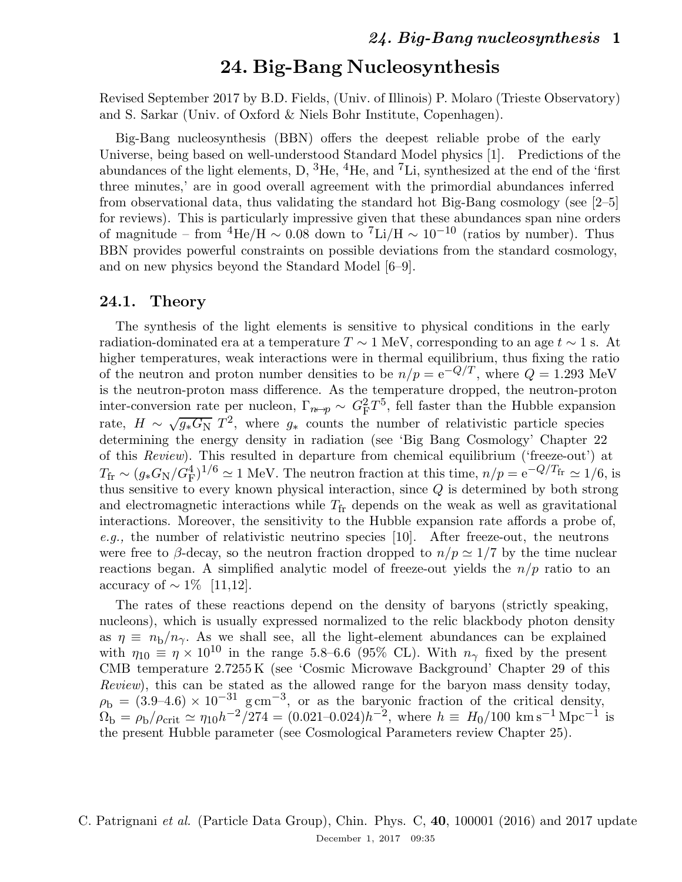# 24. Big-Bang Nucleosynthesis

Revised September 2017 by B.D. Fields, (Univ. of Illinois) P. Molaro (Trieste Observatory) and S. Sarkar (Univ. of Oxford & Niels Bohr Institute, Copenhagen).

Big-Bang nucleosynthesis (BBN) offers the deepest reliable probe of the early Universe, being based on well-understood Standard Model physics [1]. Predictions of the abundances of the light elements, D, $^3$He, $^4$He, and $^7$Li, synthesized at the end of the 'first three minutes,' are in good overall agreement with the primordial abundances inferred from observational data, thus validating the standard hot Big-Bang cosmology (see [2–5] for reviews). This is particularly impressive given that these abundances span nine orders of magnitude – from $^4$He/H $\sim 0.08$ down to $^7$Li/H $\sim 10^{-10}$ (ratios by number). Thus BBN provides powerful constraints on possible deviations from the standard cosmology, and on new physics beyond the Standard Model [6–9].

## 24.1. Theory

The synthesis of the light elements is sensitive to physical conditions in the early radiation-dominated era at a temperature $T \sim 1$ MeV, corresponding to an age $t \sim 1$ s. At higher temperatures, weak interactions were in thermal equilibrium, thus fixing the ratio of the neutron and proton number densities to be $n/p = \mathrm{e}^{-Q/T}$, where $Q = 1.293$ MeV is the neutron-proton mass difference. As the temperature dropped, the neutron-proton inter-conversion rate per nucleon, $\Gamma_{n \leftrightarrow p} \sim G_{\mathrm{F}}^2 T^5$, fell faster than the Hubble expansion rate, $H \sim \sqrt{g_* G_{\mathrm{N}}}\; T^2$, where $g_*$ counts the number of relativistic particle species determining the energy density in radiation (see 'Big Bang Cosmology' Chapter 22 of this *Review*). This resulted in departure from chemical equilibrium ('freeze-out') at $T_{\mathrm{fr}} \sim (g_* G_{\mathrm{N}} / G_{\mathrm{F}}^4)^{1/6} \simeq 1$ MeV. The neutron fraction at this time, $n/p = \mathrm{e}^{-Q/T_{\mathrm{fr}}} \simeq 1/6$, is thus sensitive to every known physical interaction, since $Q$ is determined by both strong and electromagnetic interactions while $T_{\mathrm{fr}}$ depends on the weak as well as gravitational interactions. Moreover, the sensitivity to the Hubble expansion rate affords a probe of, *e.g.,* the number of relativistic neutrino species [10]. After freeze-out, the neutrons were free to $\beta$-decay, so the neutron fraction dropped to $n/p \simeq 1/7$ by the time nuclear reactions began. A simplified analytic model of freeze-out yields the $n/p$ ratio to an accuracy of $\sim 1\%$ [11,12].

The rates of these reactions depend on the density of baryons (strictly speaking, nucleons), which is usually expressed normalized to the relic blackbody photon density as $\eta \equiv n_{\mathrm{b}}/n_{\gamma}$. As we shall see, all the light-element abundances can be explained with $\eta_{10} \equiv \eta \times 10^{10}$ in the range 5.8–6.6 (95% CL). With $n_{\gamma}$ fixed by the present CMB temperature 2.7255 K (see 'Cosmic Microwave Background' Chapter 29 of this *Review*), this can be stated as the allowed range for the baryon mass density today, $\rho_{\mathrm{b}} = (3.9\text{–}4.6) \times 10^{-31}\ \mathrm{g\,cm^{-3}}$, or as the baryonic fraction of the critical density, $\Omega_{\mathrm{b}} = \rho_{\mathrm{b}}/\rho_{\mathrm{crit}} \simeq \eta_{10} h^{-2}/274 = (0.021\text{–}0.024) h^{-2}$, where $h \equiv H_0/100\ \mathrm{km\,s^{-1}\,Mpc^{-1}}$ is the present Hubble parameter (see Cosmological Parameters review Chapter 25).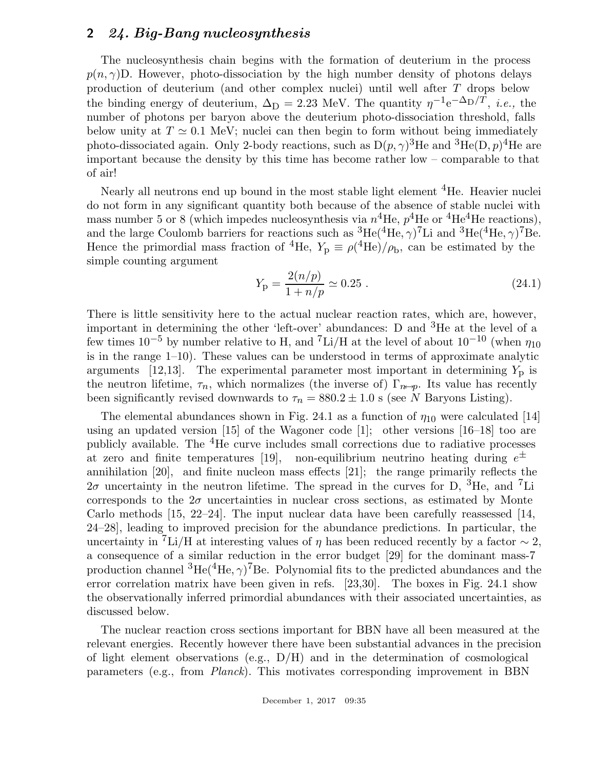The nucleosynthesis chain begins with the formation of deuterium in the process $p(n,\gamma)$D. However, photo-dissociation by the high number density of photons delays production of deuterium (and other complex nuclei) until well after $T$ drops below the binding energy of deuterium, $\Delta_{\rm D} = 2.23$ MeV. The quantity $\eta^{-1}{\rm e}^{-\Delta_{\rm D}/T}$, *i.e.,* the number of photons per baryon above the deuterium photo-dissociation threshold, falls below unity at $T \simeq 0.1$ MeV; nuclei can then begin to form without being immediately photo-dissociated again. Only 2-body reactions, such as D$(p,\gamma)^3$He and $^3$He(D$,p)^4$He are important because the density by this time has become rather low – comparable to that of air!

Nearly all neutrons end up bound in the most stable light element $^4$He. Heavier nuclei do not form in any significant quantity both because of the absence of stable nuclei with mass number 5 or 8 (which impedes nucleosynthesis via $n^4$He, $p^4$He or $^4$He$^4$He reactions), and the large Coulomb barriers for reactions such as $^3$He$(^4$He$,\gamma)^7$Li and $^3$He$(^4$He$,\gamma)^7$Be. Hence the primordial mass fraction of $^4$He, $Y_{\rm p} \equiv \rho(^4{\rm He})/\rho_{\rm b}$, can be estimated by the simple counting argument

$$Y_{\rm p} = \frac{2(n/p)}{1 + n/p} \simeq 0.25 \ . \tag{24.1}$$

There is little sensitivity here to the actual nuclear reaction rates, which are, however, important in determining the other 'left-over' abundances: D and $^3$He at the level of a few times $10^{-5}$ by number relative to H, and $^7$Li/H at the level of about $10^{-10}$ (when $\eta_{10}$ is in the range 1–10). These values can be understood in terms of approximate analytic arguments [12,13]. The experimental parameter most important in determining $Y_{\rm p}$ is the neutron lifetime, $\tau_n$, which normalizes (the inverse of) $\Gamma_{n\leftrightarrow p}$. Its value has recently been significantly revised downwards to $\tau_n = 880.2 \pm 1.0$ s (see $N$ Baryons Listing).

The elemental abundances shown in Fig. 24.1 as a function of $\eta_{10}$ were calculated [14] using an updated version [15] of the Wagoner code [1]; other versions [16–18] too are publicly available. The $^4$He curve includes small corrections due to radiative processes at zero and finite temperatures [19], non-equilibrium neutrino heating during $e^\pm$ annihilation [20], and finite nucleon mass effects [21]; the range primarily reflects the $2\sigma$ uncertainty in the neutron lifetime. The spread in the curves for D, $^3$He, and $^7$Li corresponds to the $2\sigma$ uncertainties in nuclear cross sections, as estimated by Monte Carlo methods [15, 22–24]. The input nuclear data have been carefully reassessed [14, 24–28], leading to improved precision for the abundance predictions. In particular, the uncertainty in $^7$Li/H at interesting values of $\eta$ has been reduced recently by a factor $\sim 2$, a consequence of a similar reduction in the error budget [29] for the dominant mass-7 production channel $^3$He$(^4$He$,\gamma)^7$Be. Polynomial fits to the predicted abundances and the error correlation matrix have been given in refs. [23,30]. The boxes in Fig. 24.1 show the observationally inferred primordial abundances with their associated uncertainties, as discussed below.

The nuclear reaction cross sections important for BBN have all been measured at the relevant energies. Recently however there have been substantial advances in the precision of light element observations (e.g., D/H) and in the determination of cosmological parameters (e.g., from *Planck*). This motivates corresponding improvement in BBN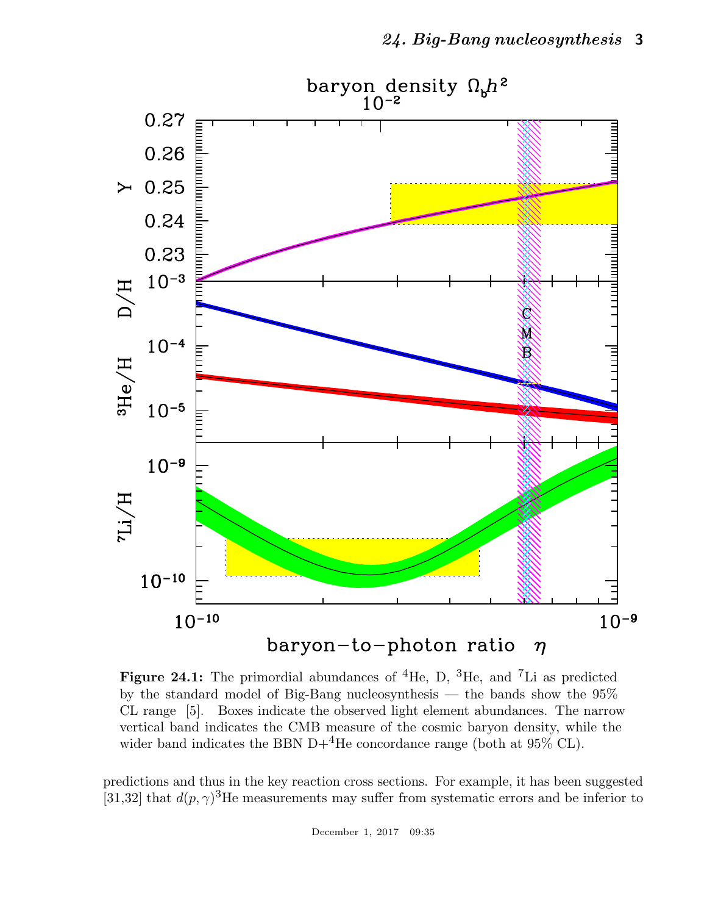**Figure 24.1:** The primordial abundances of $^4$He, D, $^3$He, and $^7$Li as predicted by the standard model of Big-Bang nucleosynthesis — the bands show the 95% CL range [5]. Boxes indicate the observed light element abundances. The narrow vertical band indicates the CMB measure of the cosmic baryon density, while the wider band indicates the BBN D+$^4$He concordance range (both at 95% CL).

predictions and thus in the key reaction cross sections. For example, it has been suggested [31,32] that $d(p,\gamma)^3$He measurements may suffer from systematic errors and be inferior to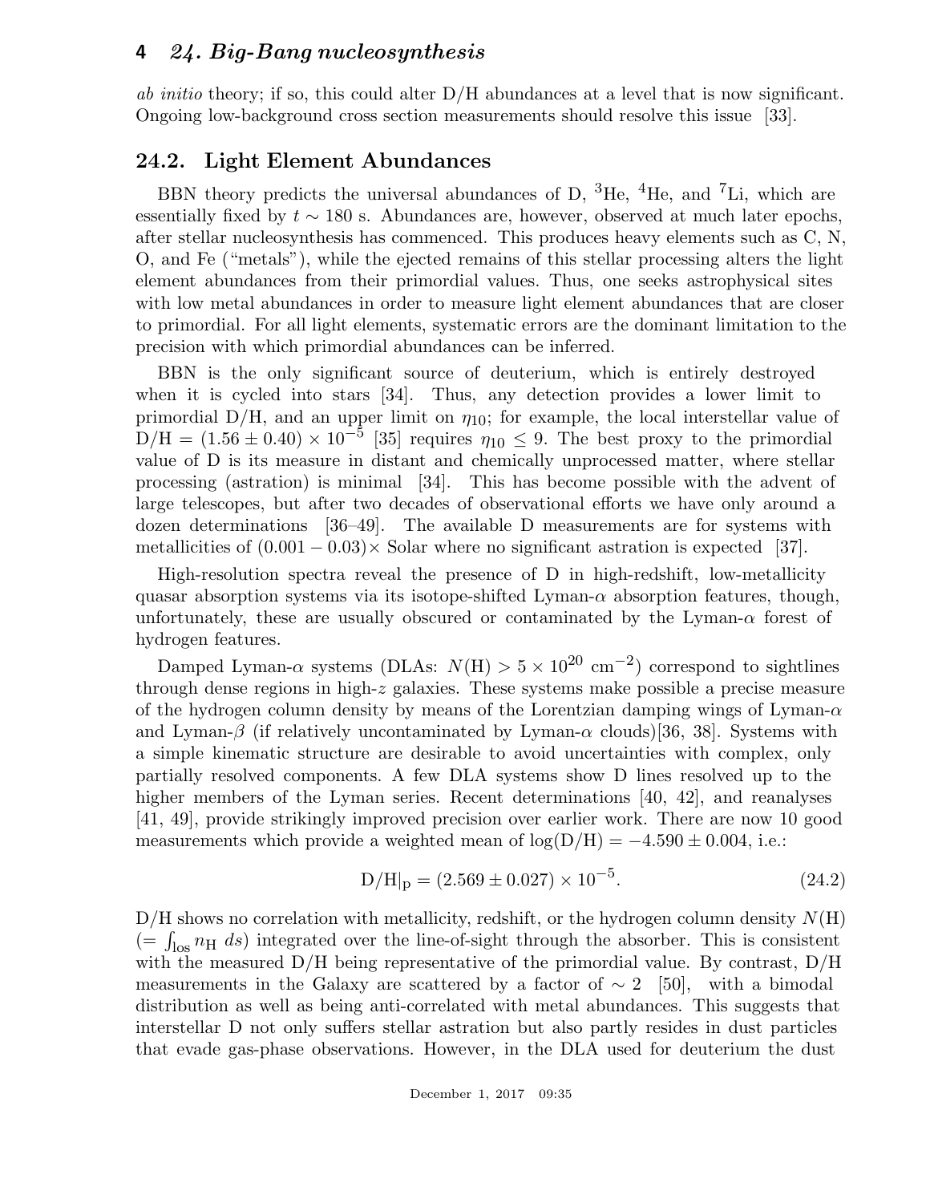*ab initio* theory; if so, this could alter D/H abundances at a level that is now significant. Ongoing low-background cross section measurements should resolve this issue [33].

## 24.2. Light Element Abundances

BBN theory predicts the universal abundances of D, $^3$He, $^4$He, and $^7$Li, which are essentially fixed by $t \sim 180$ s. Abundances are, however, observed at much later epochs, after stellar nucleosynthesis has commenced. This produces heavy elements such as C, N, O, and Fe ("metals"), while the ejected remains of this stellar processing alters the light element abundances from their primordial values. Thus, one seeks astrophysical sites with low metal abundances in order to measure light element abundances that are closer to primordial. For all light elements, systematic errors are the dominant limitation to the precision with which primordial abundances can be inferred.

BBN is the only significant source of deuterium, which is entirely destroyed when it is cycled into stars [34]. Thus, any detection provides a lower limit to primordial D/H, and an upper limit on $\eta_{10}$; for example, the local interstellar value of D/H $= (1.56 \pm 0.40) \times 10^{-5}$ [35] requires $\eta_{10} \leq 9$. The best proxy to the primordial value of D is its measure in distant and chemically unprocessed matter, where stellar processing (astration) is minimal [34]. This has become possible with the advent of large telescopes, but after two decades of observational efforts we have only around a dozen determinations [36–49]. The available D measurements are for systems with metallicities of $(0.001 - 0.03)\times$ Solar where no significant astration is expected [37].

High-resolution spectra reveal the presence of D in high-redshift, low-metallicity quasar absorption systems via its isotope-shifted Lyman-$\alpha$ absorption features, though, unfortunately, these are usually obscured or contaminated by the Lyman-$\alpha$ forest of hydrogen features.

Damped Lyman-$\alpha$ systems (DLAs: $N(\mathrm{H}) > 5 \times 10^{20}$ cm$^{-2}$) correspond to sightlines through dense regions in high-$z$ galaxies. These systems make possible a precise measure of the hydrogen column density by means of the Lorentzian damping wings of Lyman-$\alpha$ and Lyman-$\beta$ (if relatively uncontaminated by Lyman-$\alpha$ clouds)[36, 38]. Systems with a simple kinematic structure are desirable to avoid uncertainties with complex, only partially resolved components. A few DLA systems show D lines resolved up to the higher members of the Lyman series. Recent determinations [40, 42], and reanalyses [41, 49], provide strikingly improved precision over earlier work. There are now 10 good measurements which provide a weighted mean of $\log(\mathrm{D/H}) = -4.590 \pm 0.004$, i.e.:

$$\mathrm{D/H}|_{\mathrm{p}} = (2.569 \pm 0.027) \times 10^{-5}. \tag{24.2}$$

D/H shows no correlation with metallicity, redshift, or the hydrogen column density $N(\mathrm{H})$ $(= \int_{\mathrm{los}} n_{\mathrm{H}} \, ds)$ integrated over the line-of-sight through the absorber. This is consistent with the measured D/H being representative of the primordial value. By contrast, D/H measurements in the Galaxy are scattered by a factor of $\sim 2$ [50], with a bimodal distribution as well as being anti-correlated with metal abundances. This suggests that interstellar D not only suffers stellar astration but also partly resides in dust particles that evade gas-phase observations. However, in the DLA used for deuterium the dust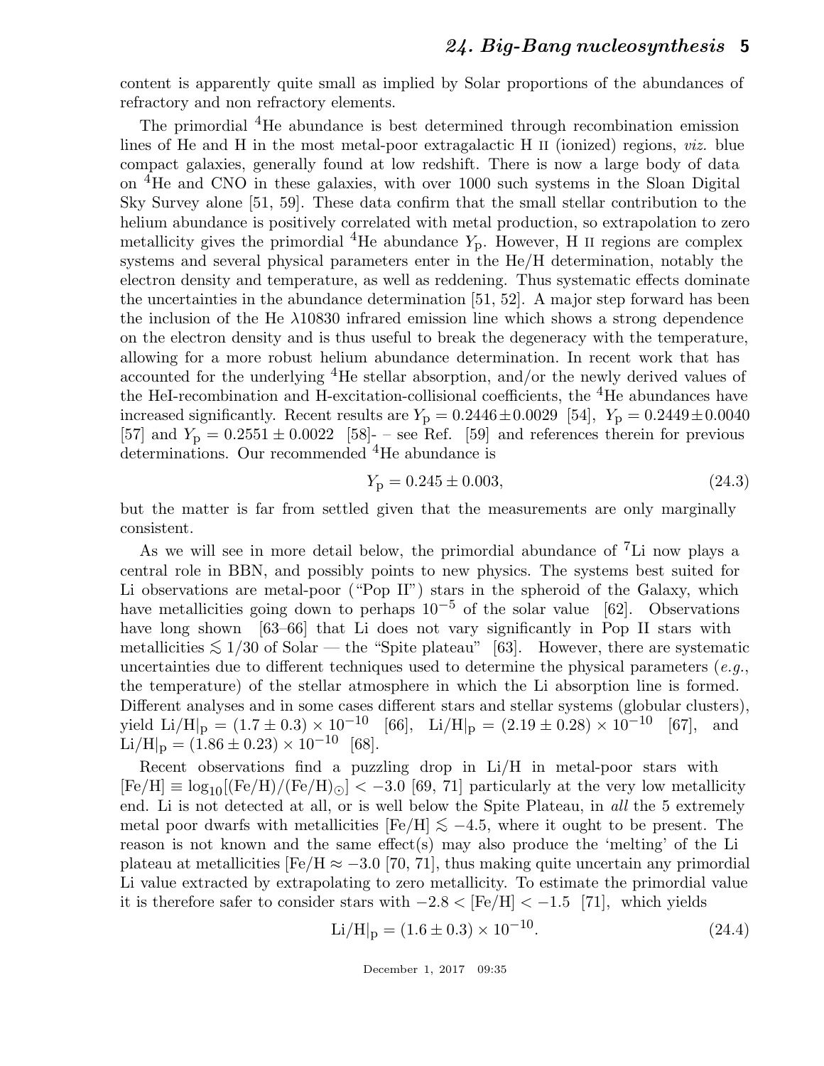content is apparently quite small as implied by Solar proportions of the abundances of refractory and non refractory elements.

The primordial $^4$He abundance is best determined through recombination emission lines of He and H in the most metal-poor extragalactic H II (ionized) regions, *viz.* blue compact galaxies, generally found at low redshift. There is now a large body of data on $^4$He and CNO in these galaxies, with over 1000 such systems in the Sloan Digital Sky Survey alone [51, 59]. These data confirm that the small stellar contribution to the helium abundance is positively correlated with metal production, so extrapolation to zero metallicity gives the primordial $^4$He abundance $Y_\mathrm{p}$. However, H II regions are complex systems and several physical parameters enter in the He/H determination, notably the electron density and temperature, as well as reddening. Thus systematic effects dominate the uncertainties in the abundance determination [51, 52]. A major step forward has been the inclusion of the He $\lambda$10830 infrared emission line which shows a strong dependence on the electron density and is thus useful to break the degeneracy with the temperature, allowing for a more robust helium abundance determination. In recent work that has accounted for the underlying $^4$He stellar absorption, and/or the newly derived values of the HeI-recombination and H-excitation-collisional coefficients, the $^4$He abundances have increased significantly. Recent results are $Y_\mathrm{p} = 0.2446 \pm 0.0029$ [54], $Y_\mathrm{p} = 0.2449 \pm 0.0040$ [57] and $Y_\mathrm{p} = 0.2551 \pm 0.0022$ [58]- – see Ref. [59] and references therein for previous determinations. Our recommended $^4$He abundance is

$$Y_\mathrm{p} = 0.245 \pm 0.003, \tag{24.3}$$

but the matter is far from settled given that the measurements are only marginally consistent.

As we will see in more detail below, the primordial abundance of $^7$Li now plays a central role in BBN, and possibly points to new physics. The systems best suited for Li observations are metal-poor ("Pop II") stars in the spheroid of the Galaxy, which have metallicities going down to perhaps $10^{-5}$ of the solar value [62]. Observations have long shown [63–66] that Li does not vary significantly in Pop II stars with metallicities $\lesssim 1/30$ of Solar — the "Spite plateau" [63]. However, there are systematic uncertainties due to different techniques used to determine the physical parameters (*e.g.*, the temperature) of the stellar atmosphere in which the Li absorption line is formed. Different analyses and in some cases different stars and stellar systems (globular clusters), yield $\mathrm{Li/H}|_\mathrm{p} = (1.7 \pm 0.3) \times 10^{-10}$ [66], $\mathrm{Li/H}|_\mathrm{p} = (2.19 \pm 0.28) \times 10^{-10}$ [67], and $\mathrm{Li/H}|_\mathrm{p} = (1.86 \pm 0.23) \times 10^{-10}$ [68].

Recent observations find a puzzling drop in Li/H in metal-poor stars with $[\mathrm{Fe/H}] \equiv \log_{10}[(\mathrm{Fe/H})/(\mathrm{Fe/H})_\odot] < -3.0$ [69, 71] particularly at the very low metallicity end. Li is not detected at all, or is well below the Spite Plateau, in *all* the 5 extremely metal poor dwarfs with metallicities $[\mathrm{Fe/H}] \lesssim -4.5$, where it ought to be present. The reason is not known and the same effect(s) may also produce the 'melting' of the Li plateau at metallicities [Fe/H $\approx -3.0$ [70, 71], thus making quite uncertain any primordial Li value extracted by extrapolating to zero metallicity. To estimate the primordial value it is therefore safer to consider stars with $-2.8 < [\mathrm{Fe/H}] < -1.5$ [71], which yields

$$\mathrm{Li/H}|_\mathrm{p} = (1.6 \pm 0.3) \times 10^{-10}. \tag{24.4}$$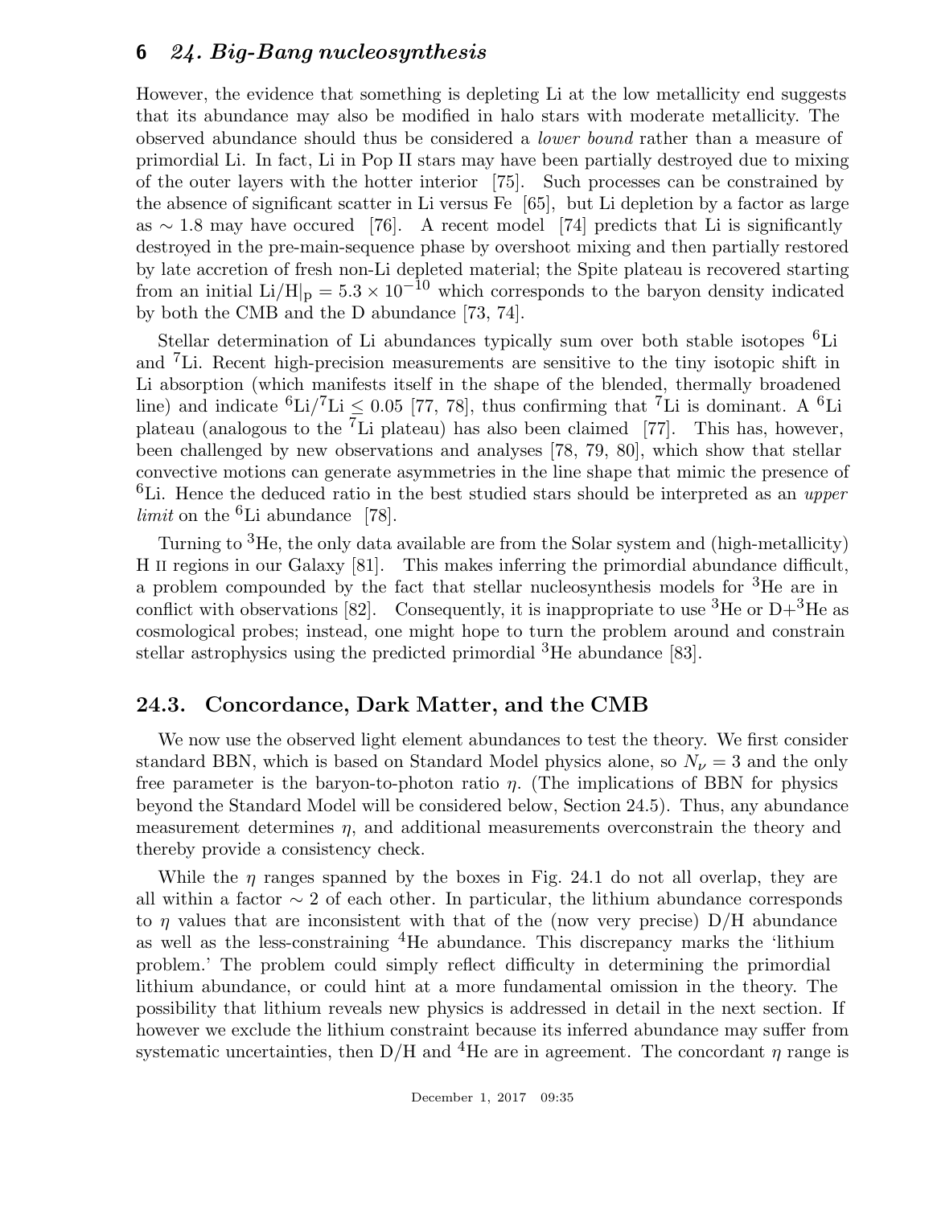However, the evidence that something is depleting Li at the low metallicity end suggests that its abundance may also be modified in halo stars with moderate metallicity. The observed abundance should thus be considered a *lower bound* rather than a measure of primordial Li. In fact, Li in Pop II stars may have been partially destroyed due to mixing of the outer layers with the hotter interior [75]. Such processes can be constrained by the absence of significant scatter in Li versus Fe [65], but Li depletion by a factor as large as $\sim 1.8$ may have occured [76]. A recent model [74] predicts that Li is significantly destroyed in the pre-main-sequence phase by overshoot mixing and then partially restored by late accretion of fresh non-Li depleted material; the Spite plateau is recovered starting from an initial $\mathrm{Li/H}|_{\mathrm{p}} = 5.3 \times 10^{-10}$ which corresponds to the baryon density indicated by both the CMB and the D abundance [73, 74].

Stellar determination of Li abundances typically sum over both stable isotopes $^6$Li and $^7$Li. Recent high-precision measurements are sensitive to the tiny isotopic shift in Li absorption (which manifests itself in the shape of the blended, thermally broadened line) and indicate $^6\mathrm{Li}/^7\mathrm{Li} \leq 0.05$ [77, 78], thus confirming that $^7$Li is dominant. A $^6$Li plateau (analogous to the $^7$Li plateau) has also been claimed [77]. This has, however, been challenged by new observations and analyses [78, 79, 80], which show that stellar convective motions can generate asymmetries in the line shape that mimic the presence of $^6$Li. Hence the deduced ratio in the best studied stars should be interpreted as an *upper limit* on the $^6$Li abundance [78].

Turning to $^3$He, the only data available are from the Solar system and (high-metallicity) H II regions in our Galaxy [81]. This makes inferring the primordial abundance difficult, a problem compounded by the fact that stellar nucleosynthesis models for $^3$He are in conflict with observations [82]. Consequently, it is inappropriate to use $^3$He or D+$^3$He as cosmological probes; instead, one might hope to turn the problem around and constrain stellar astrophysics using the predicted primordial $^3$He abundance [83].

## 24.3. Concordance, Dark Matter, and the CMB

We now use the observed light element abundances to test the theory. We first consider standard BBN, which is based on Standard Model physics alone, so $N_\nu = 3$ and the only free parameter is the baryon-to-photon ratio $\eta$. (The implications of BBN for physics beyond the Standard Model will be considered below, Section 24.5). Thus, any abundance measurement determines $\eta$, and additional measurements overconstrain the theory and thereby provide a consistency check.

While the $\eta$ ranges spanned by the boxes in Fig. 24.1 do not all overlap, they are all within a factor $\sim 2$ of each other. In particular, the lithium abundance corresponds to $\eta$ values that are inconsistent with that of the (now very precise) D/H abundance as well as the less-constraining $^4$He abundance. This discrepancy marks the 'lithium problem.' The problem could simply reflect difficulty in determining the primordial lithium abundance, or could hint at a more fundamental omission in the theory. The possibility that lithium reveals new physics is addressed in detail in the next section. If however we exclude the lithium constraint because its inferred abundance may suffer from systematic uncertainties, then D/H and $^4$He are in agreement. The concordant $\eta$ range is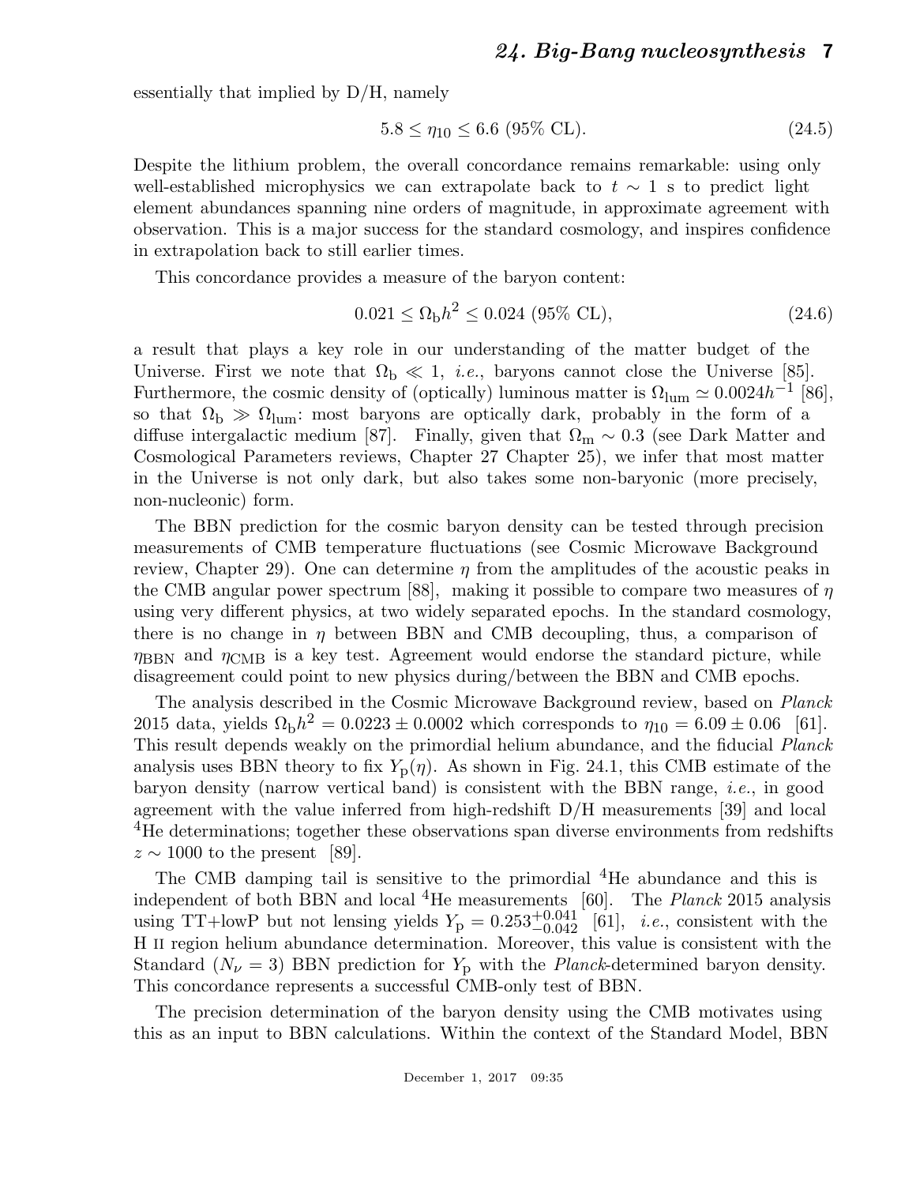essentially that implied by D/H, namely

$$5.8 \leq \eta_{10} \leq 6.6 \text{ (95\% CL)}. \tag{24.5}$$

Despite the lithium problem, the overall concordance remains remarkable: using only well-established microphysics we can extrapolate back to $t \sim 1$ s to predict light element abundances spanning nine orders of magnitude, in approximate agreement with observation. This is a major success for the standard cosmology, and inspires confidence in extrapolation back to still earlier times.

This concordance provides a measure of the baryon content:

$$0.021 \leq \Omega_b h^2 \leq 0.024 \text{ (95\% CL)}, \tag{24.6}$$

a result that plays a key role in our understanding of the matter budget of the Universe. First we note that $\Omega_b \ll 1$, *i.e.*, baryons cannot close the Universe [85]. Furthermore, the cosmic density of (optically) luminous matter is $\Omega_{\rm lum} \simeq 0.0024 h^{-1}$ [86], so that $\Omega_b \gg \Omega_{\rm lum}$: most baryons are optically dark, probably in the form of a diffuse intergalactic medium [87]. Finally, given that $\Omega_m \sim 0.3$ (see Dark Matter and Cosmological Parameters reviews, Chapter 27 Chapter 25), we infer that most matter in the Universe is not only dark, but also takes some non-baryonic (more precisely, non-nucleonic) form.

The BBN prediction for the cosmic baryon density can be tested through precision measurements of CMB temperature fluctuations (see Cosmic Microwave Background review, Chapter 29). One can determine $\eta$ from the amplitudes of the acoustic peaks in the CMB angular power spectrum [88], making it possible to compare two measures of $\eta$ using very different physics, at two widely separated epochs. In the standard cosmology, there is no change in $\eta$ between BBN and CMB decoupling, thus, a comparison of $\eta_{\rm BBN}$ and $\eta_{\rm CMB}$ is a key test. Agreement would endorse the standard picture, while disagreement could point to new physics during/between the BBN and CMB epochs.

The analysis described in the Cosmic Microwave Background review, based on *Planck* 2015 data, yields $\Omega_b h^2 = 0.0223 \pm 0.0002$ which corresponds to $\eta_{10} = 6.09 \pm 0.06$ [61]. This result depends weakly on the primordial helium abundance, and the fiducial *Planck* analysis uses BBN theory to fix $Y_p(\eta)$. As shown in Fig. 24.1, this CMB estimate of the baryon density (narrow vertical band) is consistent with the BBN range, *i.e.*, in good agreement with the value inferred from high-redshift D/H measurements [39] and local $^4$He determinations; together these observations span diverse environments from redshifts $z \sim 1000$ to the present [89].

The CMB damping tail is sensitive to the primordial $^4$He abundance and this is independent of both BBN and local $^4$He measurements [60]. The *Planck* 2015 analysis using TT+lowP but not lensing yields $Y_p = 0.253^{+0.041}_{-0.042}$ [61], *i.e.*, consistent with the H II region helium abundance determination. Moreover, this value is consistent with the Standard ($N_\nu = 3$) BBN prediction for $Y_p$ with the *Planck*-determined baryon density. This concordance represents a successful CMB-only test of BBN.

The precision determination of the baryon density using the CMB motivates using this as an input to BBN calculations. Within the context of the Standard Model, BBN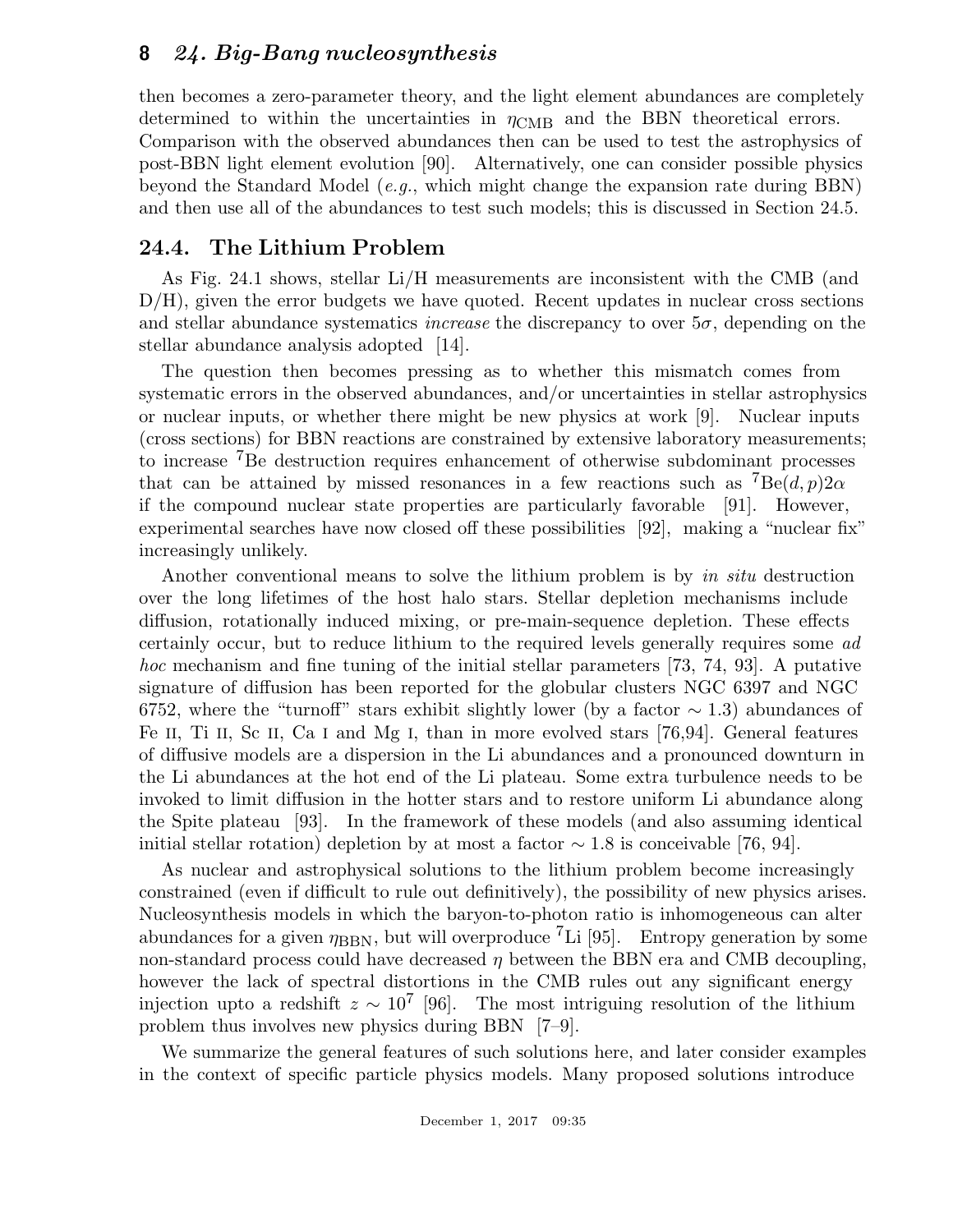then becomes a zero-parameter theory, and the light element abundances are completely determined to within the uncertainties in $\eta_{\rm CMB}$ and the BBN theoretical errors. Comparison with the observed abundances then can be used to test the astrophysics of post-BBN light element evolution [90]. Alternatively, one can consider possible physics beyond the Standard Model (*e.g.*, which might change the expansion rate during BBN) and then use all of the abundances to test such models; this is discussed in Section 24.5.

## 24.4. The Lithium Problem

As Fig. 24.1 shows, stellar Li/H measurements are inconsistent with the CMB (and D/H), given the error budgets we have quoted. Recent updates in nuclear cross sections and stellar abundance systematics *increase* the discrepancy to over $5\sigma$, depending on the stellar abundance analysis adopted [14].

The question then becomes pressing as to whether this mismatch comes from systematic errors in the observed abundances, and/or uncertainties in stellar astrophysics or nuclear inputs, or whether there might be new physics at work [9]. Nuclear inputs (cross sections) for BBN reactions are constrained by extensive laboratory measurements; to increase $^7$Be destruction requires enhancement of otherwise subdominant processes that can be attained by missed resonances in a few reactions such as $^7{\rm Be}(d,p)2\alpha$ if the compound nuclear state properties are particularly favorable [91]. However, experimental searches have now closed off these possibilities [92], making a "nuclear fix" increasingly unlikely.

Another conventional means to solve the lithium problem is by *in situ* destruction over the long lifetimes of the host halo stars. Stellar depletion mechanisms include diffusion, rotationally induced mixing, or pre-main-sequence depletion. These effects certainly occur, but to reduce lithium to the required levels generally requires some *ad hoc* mechanism and fine tuning of the initial stellar parameters [73, 74, 93]. A putative signature of diffusion has been reported for the globular clusters NGC 6397 and NGC 6752, where the "turnoff" stars exhibit slightly lower (by a factor $\sim 1.3$) abundances of Fe II, Ti II, Sc II, Ca I and Mg I, than in more evolved stars [76,94]. General features of diffusive models are a dispersion in the Li abundances and a pronounced downturn in the Li abundances at the hot end of the Li plateau. Some extra turbulence needs to be invoked to limit diffusion in the hotter stars and to restore uniform Li abundance along the Spite plateau [93]. In the framework of these models (and also assuming identical initial stellar rotation) depletion by at most a factor $\sim 1.8$ is conceivable [76, 94].

As nuclear and astrophysical solutions to the lithium problem become increasingly constrained (even if difficult to rule out definitively), the possibility of new physics arises. Nucleosynthesis models in which the baryon-to-photon ratio is inhomogeneous can alter abundances for a given $\eta_{\rm BBN}$, but will overproduce $^7$Li [95]. Entropy generation by some non-standard process could have decreased $\eta$ between the BBN era and CMB decoupling, however the lack of spectral distortions in the CMB rules out any significant energy injection upto a redshift $z \sim 10^7$ [96]. The most intriguing resolution of the lithium problem thus involves new physics during BBN [7–9].

We summarize the general features of such solutions here, and later consider examples in the context of specific particle physics models. Many proposed solutions introduce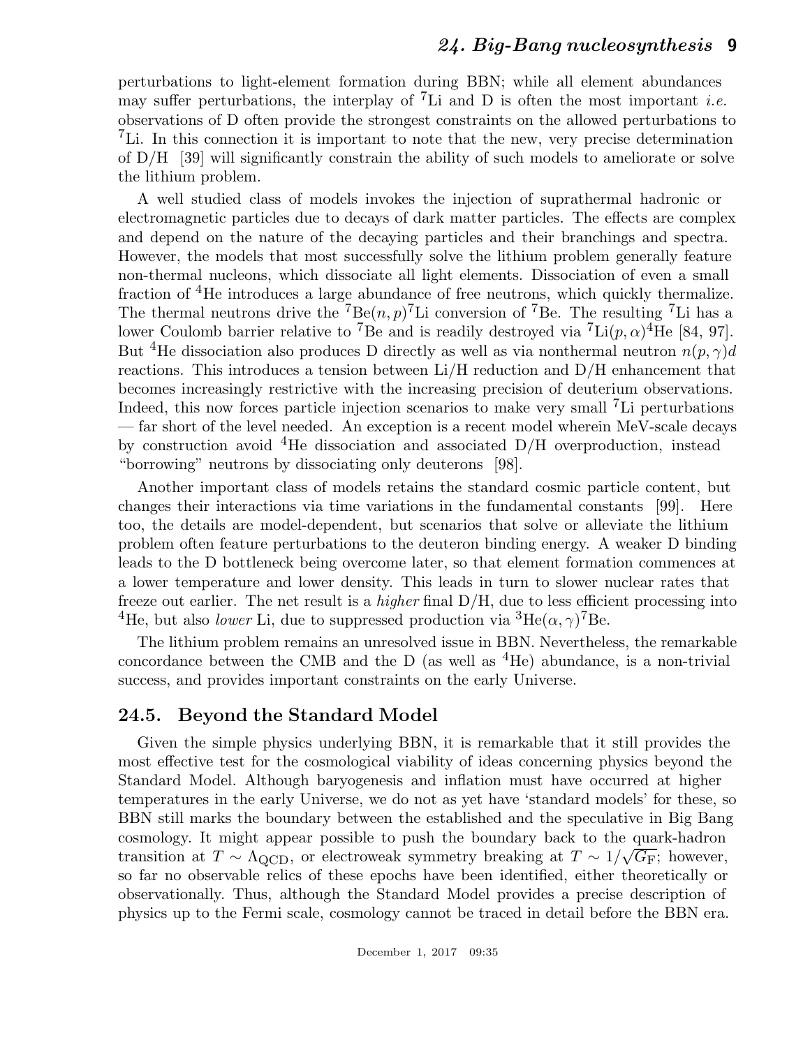perturbations to light-element formation during BBN; while all element abundances may suffer perturbations, the interplay of $^7$Li and D is often the most important *i.e.* observations of D often provide the strongest constraints on the allowed perturbations to $^7$Li. In this connection it is important to note that the new, very precise determination of D/H [39] will significantly constrain the ability of such models to ameliorate or solve the lithium problem.

A well studied class of models invokes the injection of suprathermal hadronic or electromagnetic particles due to decays of dark matter particles. The effects are complex and depend on the nature of the decaying particles and their branchings and spectra. However, the models that most successfully solve the lithium problem generally feature non-thermal nucleons, which dissociate all light elements. Dissociation of even a small fraction of $^4$He introduces a large abundance of free neutrons, which quickly thermalize. The thermal neutrons drive the $^7\mathrm{Be}(n,p)^7\mathrm{Li}$ conversion of $^7$Be. The resulting $^7$Li has a lower Coulomb barrier relative to $^7$Be and is readily destroyed via $^7\mathrm{Li}(p,\alpha)^4\mathrm{He}$ [84, 97]. But $^4$He dissociation also produces D directly as well as via nonthermal neutron $n(p,\gamma)d$ reactions. This introduces a tension between Li/H reduction and D/H enhancement that becomes increasingly restrictive with the increasing precision of deuterium observations. Indeed, this now forces particle injection scenarios to make very small $^7$Li perturbations — far short of the level needed. An exception is a recent model wherein MeV-scale decays by construction avoid $^4$He dissociation and associated D/H overproduction, instead "borrowing" neutrons by dissociating only deuterons [98].

Another important class of models retains the standard cosmic particle content, but changes their interactions via time variations in the fundamental constants [99]. Here too, the details are model-dependent, but scenarios that solve or alleviate the lithium problem often feature perturbations to the deuteron binding energy. A weaker D binding leads to the D bottleneck being overcome later, so that element formation commences at a lower temperature and lower density. This leads in turn to slower nuclear rates that freeze out earlier. The net result is a *higher* final D/H, due to less efficient processing into $^4$He, but also *lower* Li, due to suppressed production via $^3\mathrm{He}(\alpha,\gamma)^7\mathrm{Be}$.

The lithium problem remains an unresolved issue in BBN. Nevertheless, the remarkable concordance between the CMB and the D (as well as $^4$He) abundance, is a non-trivial success, and provides important constraints on the early Universe.

## 24.5. Beyond the Standard Model

Given the simple physics underlying BBN, it is remarkable that it still provides the most effective test for the cosmological viability of ideas concerning physics beyond the Standard Model. Although baryogenesis and inflation must have occurred at higher temperatures in the early Universe, we do not as yet have 'standard models' for these, so BBN still marks the boundary between the established and the speculative in Big Bang cosmology. It might appear possible to push the boundary back to the quark-hadron transition at $T \sim \Lambda_{\mathrm{QCD}}$, or electroweak symmetry breaking at $T \sim 1/\sqrt{G_{\mathrm{F}}}$; however, so far no observable relics of these epochs have been identified, either theoretically or observationally. Thus, although the Standard Model provides a precise description of physics up to the Fermi scale, cosmology cannot be traced in detail before the BBN era.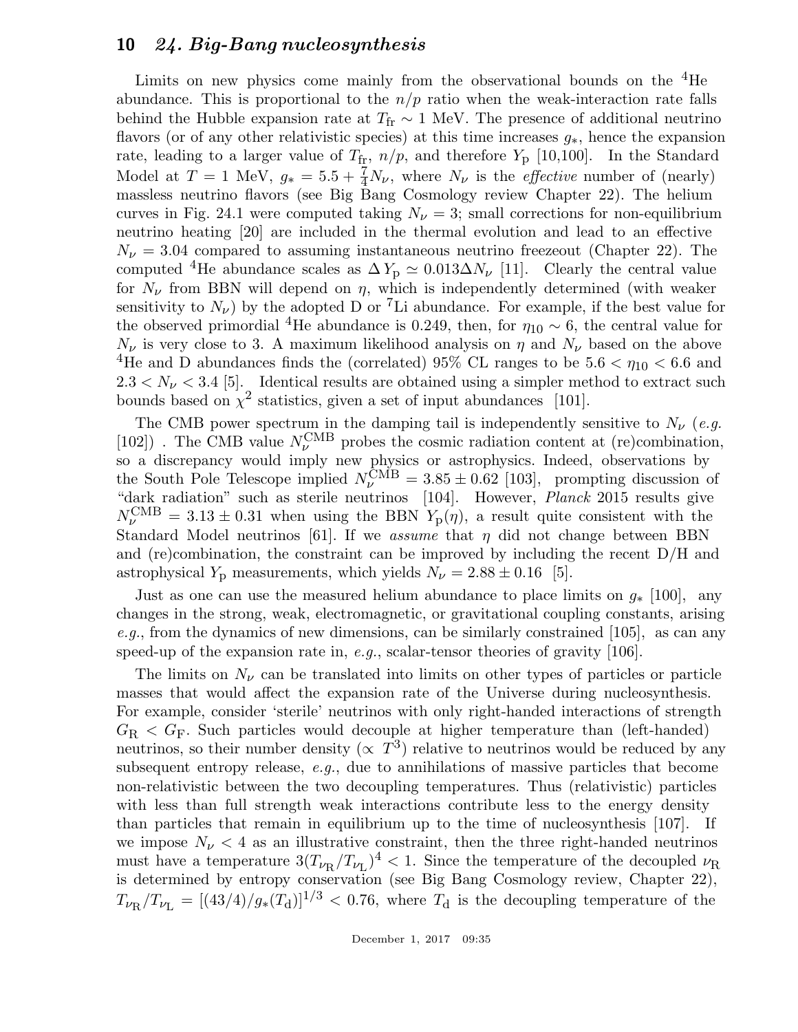Limits on new physics come mainly from the observational bounds on the $^4$He abundance. This is proportional to the $n/p$ ratio when the weak-interaction rate falls behind the Hubble expansion rate at $T_{\rm fr} \sim 1$ MeV. The presence of additional neutrino flavors (or of any other relativistic species) at this time increases $g_*$, hence the expansion rate, leading to a larger value of $T_{\rm fr}$, $n/p$, and therefore $Y_{\rm p}$ [10,100]. In the Standard Model at $T = 1$ MeV, $g_* = 5.5 + \frac{7}{4}N_\nu$, where $N_\nu$ is the *effective* number of (nearly) massless neutrino flavors (see Big Bang Cosmology review Chapter 22). The helium curves in Fig. 24.1 were computed taking $N_\nu = 3$; small corrections for non-equilibrium neutrino heating [20] are included in the thermal evolution and lead to an effective $N_\nu = 3.04$ compared to assuming instantaneous neutrino freezeout (Chapter 22). The computed $^4$He abundance scales as $\Delta Y_{\rm p} \simeq 0.013 \Delta N_\nu$ [11]. Clearly the central value for $N_\nu$ from BBN will depend on $\eta$, which is independently determined (with weaker sensitivity to $N_\nu$) by the adopted D or $^7$Li abundance. For example, if the best value for the observed primordial $^4$He abundance is 0.249, then, for $\eta_{10} \sim 6$, the central value for $N_\nu$ is very close to 3. A maximum likelihood analysis on $\eta$ and $N_\nu$ based on the above $^4$He and D abundances finds the (correlated) 95% CL ranges to be $5.6 < \eta_{10} < 6.6$ and $2.3 < N_\nu < 3.4$ [5]. Identical results are obtained using a simpler method to extract such bounds based on $\chi^2$ statistics, given a set of input abundances [101].

The CMB power spectrum in the damping tail is independently sensitive to $N_\nu$ (*e.g.* [102]) . The CMB value $N_\nu^{\rm CMB}$ probes the cosmic radiation content at (re)combination, so a discrepancy would imply new physics or astrophysics. Indeed, observations by the South Pole Telescope implied $N_\nu^{\rm CMB} = 3.85 \pm 0.62$ [103], prompting discussion of "dark radiation" such as sterile neutrinos [104]. However, *Planck* 2015 results give $N_\nu^{\rm CMB} = 3.13 \pm 0.31$ when using the BBN $Y_{\rm p}(\eta)$, a result quite consistent with the Standard Model neutrinos [61]. If we *assume* that $\eta$ did not change between BBN and (re)combination, the constraint can be improved by including the recent D/H and astrophysical $Y_{\rm p}$ measurements, which yields $N_\nu = 2.88 \pm 0.16$ [5].

Just as one can use the measured helium abundance to place limits on $g_*$ [100], any changes in the strong, weak, electromagnetic, or gravitational coupling constants, arising *e.g.*, from the dynamics of new dimensions, can be similarly constrained [105], as can any speed-up of the expansion rate in, *e.g.*, scalar-tensor theories of gravity [106].

The limits on $N_\nu$ can be translated into limits on other types of particles or particle masses that would affect the expansion rate of the Universe during nucleosynthesis. For example, consider 'sterile' neutrinos with only right-handed interactions of strength $G_{\rm R} < G_{\rm F}$. Such particles would decouple at higher temperature than (left-handed) neutrinos, so their number density ($\propto T^3$) relative to neutrinos would be reduced by any subsequent entropy release, *e.g.*, due to annihilations of massive particles that become non-relativistic between the two decoupling temperatures. Thus (relativistic) particles with less than full strength weak interactions contribute less to the energy density than particles that remain in equilibrium up to the time of nucleosynthesis [107]. If we impose $N_\nu < 4$ as an illustrative constraint, then the three right-handed neutrinos must have a temperature $3(T_{\nu_{\rm R}}/T_{\nu_{\rm L}})^4 < 1$. Since the temperature of the decoupled $\nu_{\rm R}$ is determined by entropy conservation (see Big Bang Cosmology review, Chapter 22), $T_{\nu_{\rm R}}/T_{\nu_{\rm L}} = [(43/4)/g_*(T_{\rm d})]^{1/3} < 0.76$, where $T_{\rm d}$ is the decoupling temperature of the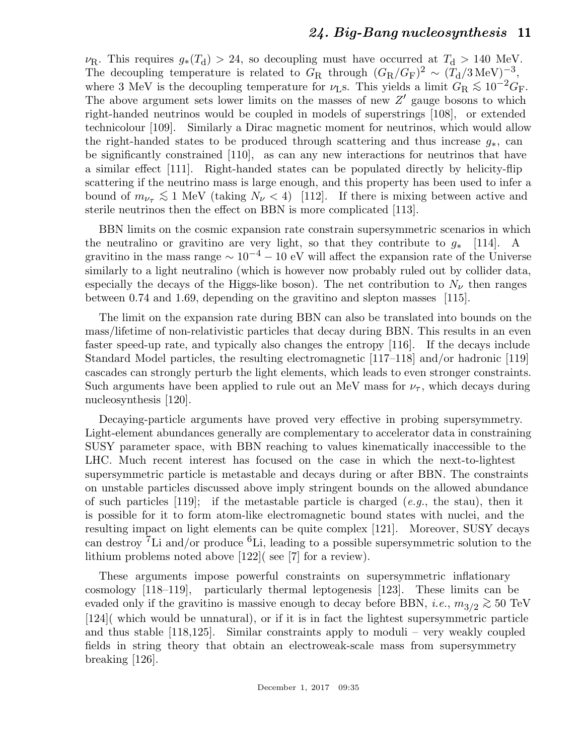$\nu_R$. This requires $g_*(T_d) > 24$, so decoupling must have occurred at $T_d > 140$ MeV. The decoupling temperature is related to $G_R$ through $(G_R/G_F)^2 \sim (T_d/3\,\text{MeV})^{-3}$, where 3 MeV is the decoupling temperature for $\nu_L$s. This yields a limit $G_R \lesssim 10^{-2} G_F$. The above argument sets lower limits on the masses of new $Z'$ gauge bosons to which right-handed neutrinos would be coupled in models of superstrings [108], or extended technicolour [109]. Similarly a Dirac magnetic moment for neutrinos, which would allow the right-handed states to be produced through scattering and thus increase $g_*$, can be significantly constrained [110], as can any new interactions for neutrinos that have a similar effect [111]. Right-handed states can be populated directly by helicity-flip scattering if the neutrino mass is large enough, and this property has been used to infer a bound of $m_{\nu_\tau} \lesssim 1$ MeV (taking $N_\nu < 4$) [112]. If there is mixing between active and sterile neutrinos then the effect on BBN is more complicated [113].

BBN limits on the cosmic expansion rate constrain supersymmetric scenarios in which the neutralino or gravitino are very light, so that they contribute to $g_*$ [114]. A gravitino in the mass range $\sim 10^{-4} - 10$ eV will affect the expansion rate of the Universe similarly to a light neutralino (which is however now probably ruled out by collider data, especially the decays of the Higgs-like boson). The net contribution to $N_\nu$ then ranges between 0.74 and 1.69, depending on the gravitino and slepton masses [115].

The limit on the expansion rate during BBN can also be translated into bounds on the mass/lifetime of non-relativistic particles that decay during BBN. This results in an even faster speed-up rate, and typically also changes the entropy [116]. If the decays include Standard Model particles, the resulting electromagnetic [117–118] and/or hadronic [119] cascades can strongly perturb the light elements, which leads to even stronger constraints. Such arguments have been applied to rule out an MeV mass for $\nu_\tau$, which decays during nucleosynthesis [120].

Decaying-particle arguments have proved very effective in probing supersymmetry. Light-element abundances generally are complementary to accelerator data in constraining SUSY parameter space, with BBN reaching to values kinematically inaccessible to the LHC. Much recent interest has focused on the case in which the next-to-lightest supersymmetric particle is metastable and decays during or after BBN. The constraints on unstable particles discussed above imply stringent bounds on the allowed abundance of such particles [119]; if the metastable particle is charged (*e.g.*, the stau), then it is possible for it to form atom-like electromagnetic bound states with nuclei, and the resulting impact on light elements can be quite complex [121]. Moreover, SUSY decays can destroy $^7$Li and/or produce $^6$Li, leading to a possible supersymmetric solution to the lithium problems noted above [122]( see [7] for a review).

These arguments impose powerful constraints on supersymmetric inflationary cosmology [118–119], particularly thermal leptogenesis [123]. These limits can be evaded only if the gravitino is massive enough to decay before BBN, *i.e.*, $m_{3/2} \gtrsim 50$ TeV [124]( which would be unnatural), or if it is in fact the lightest supersymmetric particle and thus stable [118,125]. Similar constraints apply to moduli – very weakly coupled fields in string theory that obtain an electroweak-scale mass from supersymmetry breaking [126].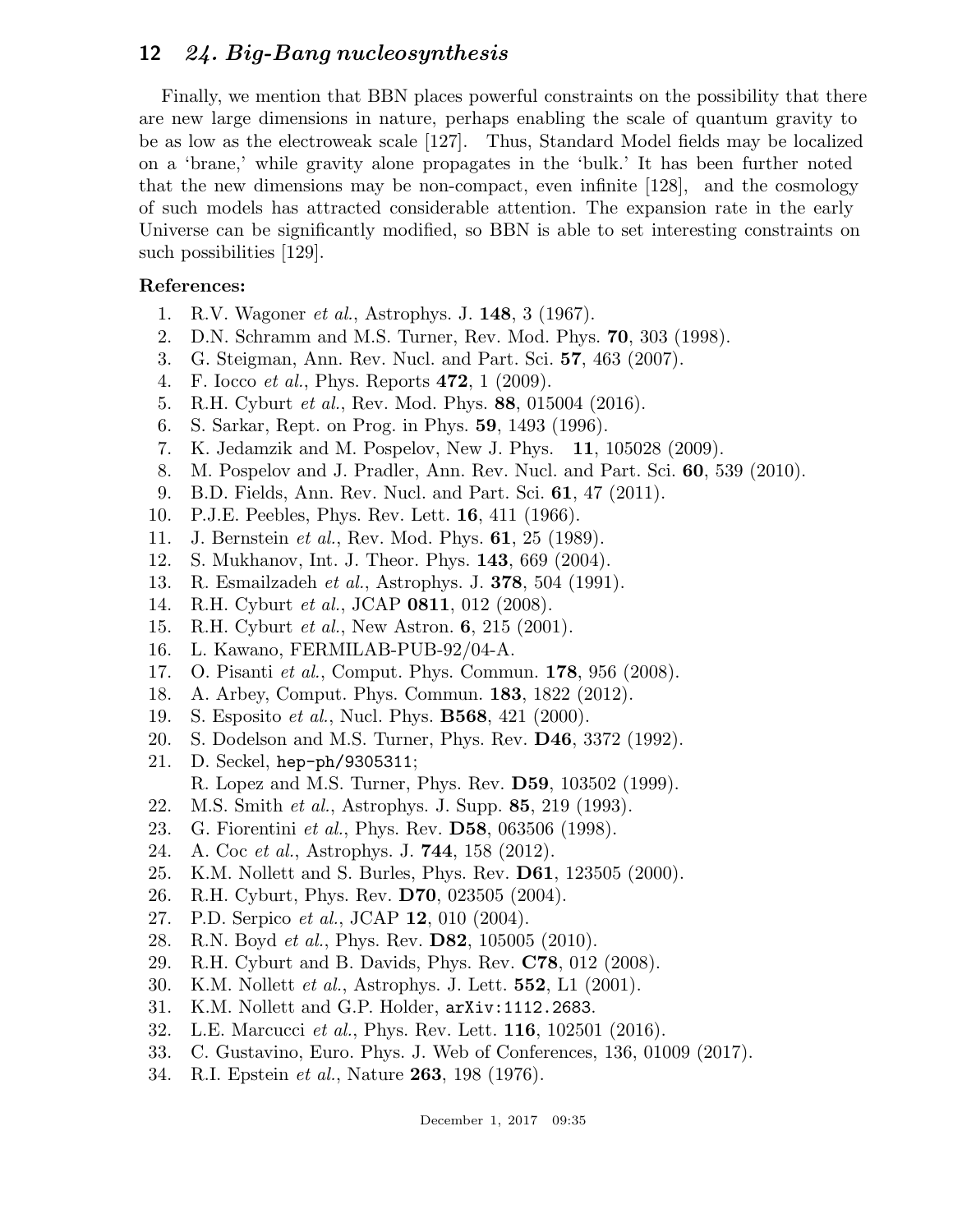Finally, we mention that BBN places powerful constraints on the possibility that there are new large dimensions in nature, perhaps enabling the scale of quantum gravity to be as low as the electroweak scale [127]. Thus, Standard Model fields may be localized on a 'brane,' while gravity alone propagates in the 'bulk.' It has been further noted that the new dimensions may be non-compact, even infinite [128], and the cosmology of such models has attracted considerable attention. The expansion rate in the early Universe can be significantly modified, so BBN is able to set interesting constraints on such possibilities [129].

**References:**

1. R.V. Wagoner *et al.*, Astrophys. J. **148**, 3 (1967).
2. D.N. Schramm and M.S. Turner, Rev. Mod. Phys. **70**, 303 (1998).
3. G. Steigman, Ann. Rev. Nucl. and Part. Sci. **57**, 463 (2007).
4. F. Iocco *et al.*, Phys. Reports **472**, 1 (2009).
5. R.H. Cyburt *et al.*, Rev. Mod. Phys. **88**, 015004 (2016).
6. S. Sarkar, Rept. on Prog. in Phys. **59**, 1493 (1996).
7. K. Jedamzik and M. Pospelov, New J. Phys. **11**, 105028 (2009).
8. M. Pospelov and J. Pradler, Ann. Rev. Nucl. and Part. Sci. **60**, 539 (2010).
9. B.D. Fields, Ann. Rev. Nucl. and Part. Sci. **61**, 47 (2011).
10. P.J.E. Peebles, Phys. Rev. Lett. **16**, 411 (1966).
11. J. Bernstein *et al.*, Rev. Mod. Phys. **61**, 25 (1989).
12. S. Mukhanov, Int. J. Theor. Phys. **143**, 669 (2004).
13. R. Esmailzadeh *et al.*, Astrophys. J. **378**, 504 (1991).
14. R.H. Cyburt *et al.*, JCAP **0811**, 012 (2008).
15. R.H. Cyburt *et al.*, New Astron. **6**, 215 (2001).
16. L. Kawano, FERMILAB-PUB-92/04-A.
17. O. Pisanti *et al.*, Comput. Phys. Commun. **178**, 956 (2008).
18. A. Arbey, Comput. Phys. Commun. **183**, 1822 (2012).
19. S. Esposito *et al.*, Nucl. Phys. **B568**, 421 (2000).
20. S. Dodelson and M.S. Turner, Phys. Rev. **D46**, 3372 (1992).
21. D. Seckel, `hep-ph/9305311`;
    R. Lopez and M.S. Turner, Phys. Rev. **D59**, 103502 (1999).
22. M.S. Smith *et al.*, Astrophys. J. Supp. **85**, 219 (1993).
23. G. Fiorentini *et al.*, Phys. Rev. **D58**, 063506 (1998).
24. A. Coc *et al.*, Astrophys. J. **744**, 158 (2012).
25. K.M. Nollett and S. Burles, Phys. Rev. **D61**, 123505 (2000).
26. R.H. Cyburt, Phys. Rev. **D70**, 023505 (2004).
27. P.D. Serpico *et al.*, JCAP **12**, 010 (2004).
28. R.N. Boyd *et al.*, Phys. Rev. **D82**, 105005 (2010).
29. R.H. Cyburt and B. Davids, Phys. Rev. **C78**, 012 (2008).
30. K.M. Nollett *et al.*, Astrophys. J. Lett. **552**, L1 (2001).
31. K.M. Nollett and G.P. Holder, `arXiv:1112.2683`.
32. L.E. Marcucci *et al.*, Phys. Rev. Lett. **116**, 102501 (2016).
33. C. Gustavino, Euro. Phys. J. Web of Conferences, 136, 01009 (2017).
34. R.I. Epstein *et al.*, Nature **263**, 198 (1976).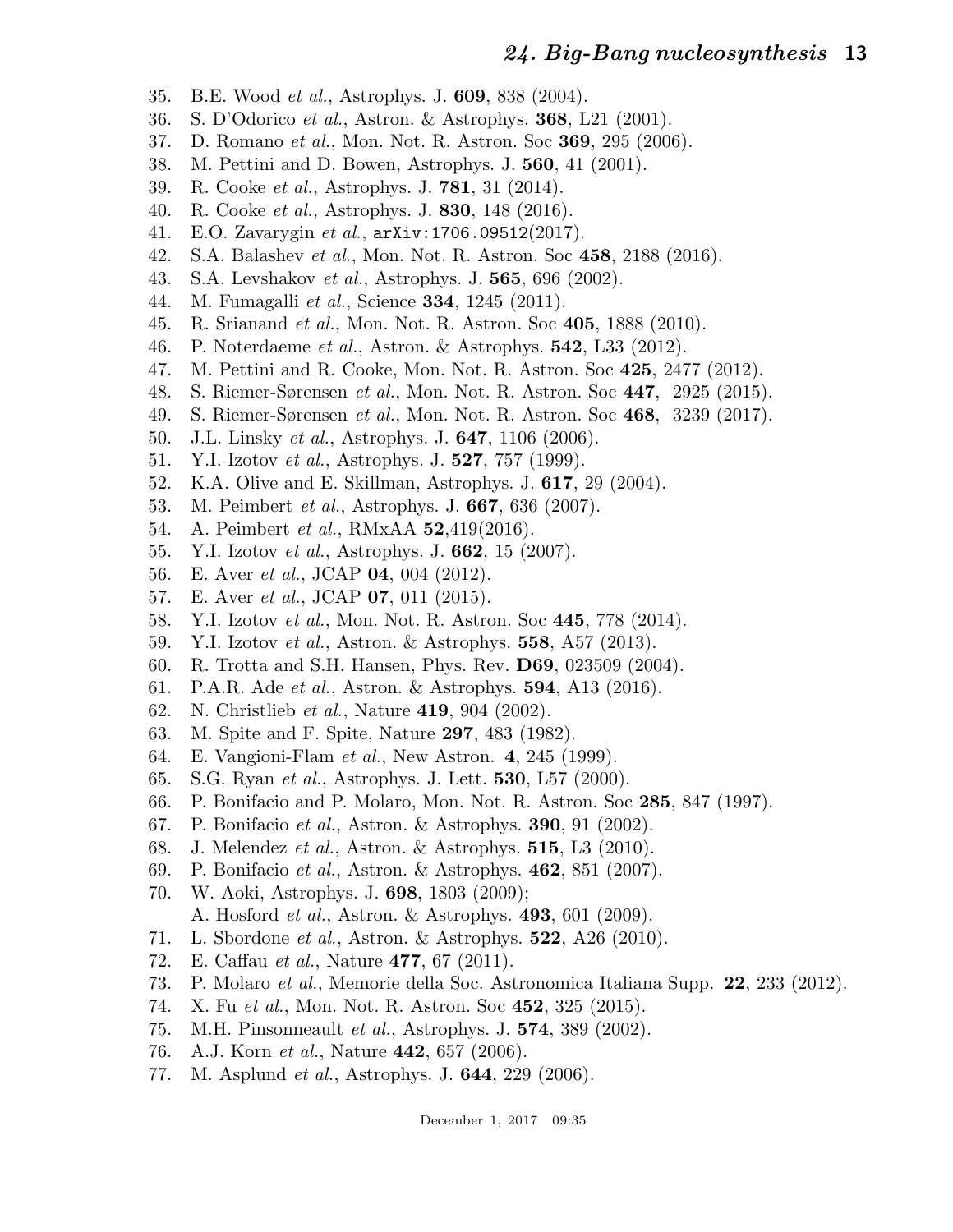35. B.E. Wood *et al.*, Astrophys. J. **609**, 838 (2004).
36. S. D'Odorico *et al.*, Astron. & Astrophys. **368**, L21 (2001).
37. D. Romano *et al.*, Mon. Not. R. Astron. Soc **369**, 295 (2006).
38. M. Pettini and D. Bowen, Astrophys. J. **560**, 41 (2001).
39. R. Cooke *et al.*, Astrophys. J. **781**, 31 (2014).
40. R. Cooke *et al.*, Astrophys. J. **830**, 148 (2016).
41. E.O. Zavarygin *et al.*, `arXiv:1706.09512`(2017).
42. S.A. Balashev *et al.*, Mon. Not. R. Astron. Soc **458**, 2188 (2016).
43. S.A. Levshakov *et al.*, Astrophys. J. **565**, 696 (2002).
44. M. Fumagalli *et al.*, Science **334**, 1245 (2011).
45. R. Srianand *et al.*, Mon. Not. R. Astron. Soc **405**, 1888 (2010).
46. P. Noterdaeme *et al.*, Astron. & Astrophys. **542**, L33 (2012).
47. M. Pettini and R. Cooke, Mon. Not. R. Astron. Soc **425**, 2477 (2012).
48. S. Riemer-Sørensen *et al.*, Mon. Not. R. Astron. Soc **447**, 2925 (2015).
49. S. Riemer-Sørensen *et al.*, Mon. Not. R. Astron. Soc **468**, 3239 (2017).
50. J.L. Linsky *et al.*, Astrophys. J. **647**, 1106 (2006).
51. Y.I. Izotov *et al.*, Astrophys. J. **527**, 757 (1999).
52. K.A. Olive and E. Skillman, Astrophys. J. **617**, 29 (2004).
53. M. Peimbert *et al.*, Astrophys. J. **667**, 636 (2007).
54. A. Peimbert *et al.*, RMxAA **52**,419(2016).
55. Y.I. Izotov *et al.*, Astrophys. J. **662**, 15 (2007).
56. E. Aver *et al.*, JCAP **04**, 004 (2012).
57. E. Aver *et al.*, JCAP **07**, 011 (2015).
58. Y.I. Izotov *et al.*, Mon. Not. R. Astron. Soc **445**, 778 (2014).
59. Y.I. Izotov *et al.*, Astron. & Astrophys. **558**, A57 (2013).
60. R. Trotta and S.H. Hansen, Phys. Rev. **D69**, 023509 (2004).
61. P.A.R. Ade *et al.*, Astron. & Astrophys. **594**, A13 (2016).
62. N. Christlieb *et al.*, Nature **419**, 904 (2002).
63. M. Spite and F. Spite, Nature **297**, 483 (1982).
64. E. Vangioni-Flam *et al.*, New Astron. **4**, 245 (1999).
65. S.G. Ryan *et al.*, Astrophys. J. Lett. **530**, L57 (2000).
66. P. Bonifacio and P. Molaro, Mon. Not. R. Astron. Soc **285**, 847 (1997).
67. P. Bonifacio *et al.*, Astron. & Astrophys. **390**, 91 (2002).
68. J. Melendez *et al.*, Astron. & Astrophys. **515**, L3 (2010).
69. P. Bonifacio *et al.*, Astron. & Astrophys. **462**, 851 (2007).
70. W. Aoki, Astrophys. J. **698**, 1803 (2009);
    A. Hosford *et al.*, Astron. & Astrophys. **493**, 601 (2009).
71. L. Sbordone *et al.*, Astron. & Astrophys. **522**, A26 (2010).
72. E. Caffau *et al.*, Nature **477**, 67 (2011).
73. P. Molaro *et al.*, Memorie della Soc. Astronomica Italiana Supp. **22**, 233 (2012).
74. X. Fu *et al.*, Mon. Not. R. Astron. Soc **452**, 325 (2015).
75. M.H. Pinsonneault *et al.*, Astrophys. J. **574**, 389 (2002).
76. A.J. Korn *et al.*, Nature **442**, 657 (2006).
77. M. Asplund *et al.*, Astrophys. J. **644**, 229 (2006).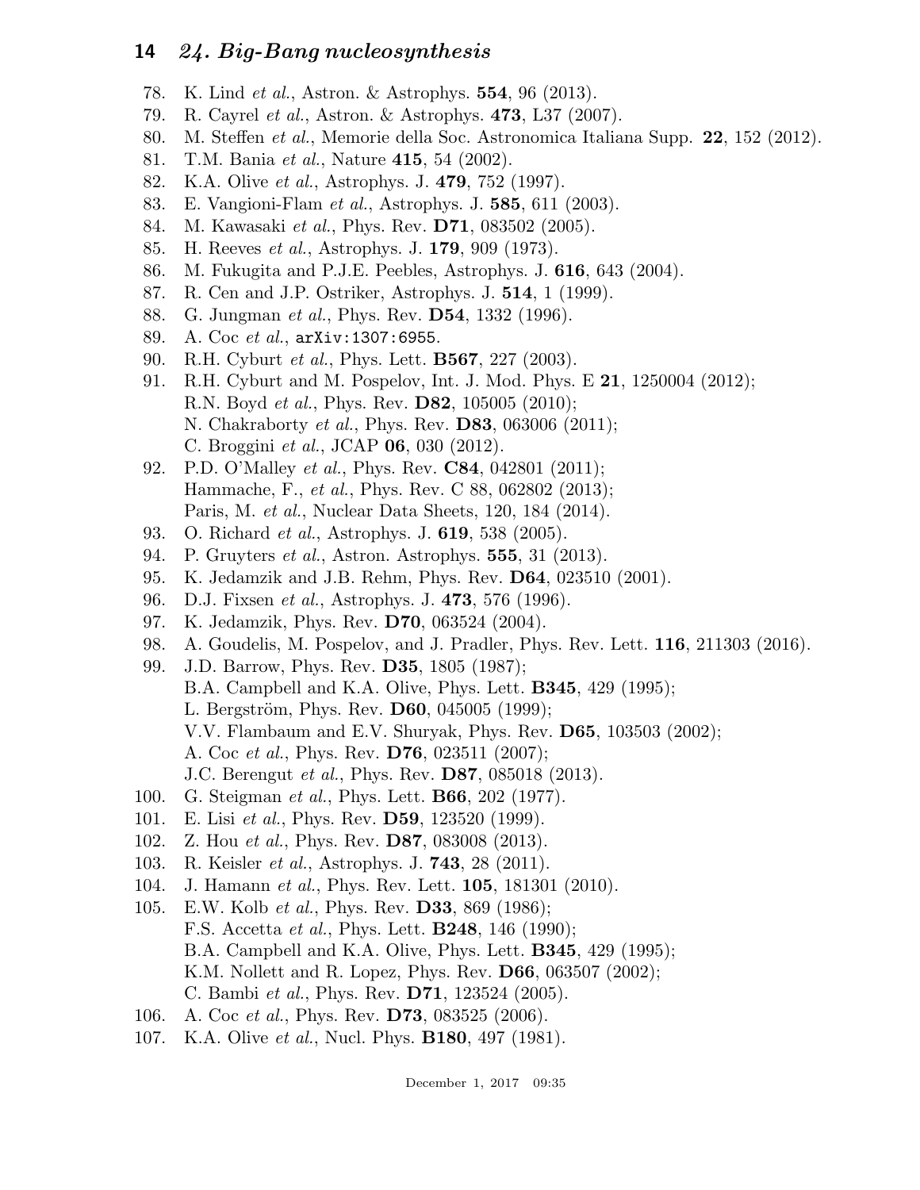78. K. Lind *et al.*, Astron. & Astrophys. **554**, 96 (2013).
79. R. Cayrel *et al.*, Astron. & Astrophys. **473**, L37 (2007).
80. M. Steffen *et al.*, Memorie della Soc. Astronomica Italiana Supp. **22**, 152 (2012).
81. T.M. Bania *et al.*, Nature **415**, 54 (2002).
82. K.A. Olive *et al.*, Astrophys. J. **479**, 752 (1997).
83. E. Vangioni-Flam *et al.*, Astrophys. J. **585**, 611 (2003).
84. M. Kawasaki *et al.*, Phys. Rev. **D71**, 083502 (2005).
85. H. Reeves *et al.*, Astrophys. J. **179**, 909 (1973).
86. M. Fukugita and P.J.E. Peebles, Astrophys. J. **616**, 643 (2004).
87. R. Cen and J.P. Ostriker, Astrophys. J. **514**, 1 (1999).
88. G. Jungman *et al.*, Phys. Rev. **D54**, 1332 (1996).
89. A. Coc *et al.*, `arXiv:1307:6955`.
90. R.H. Cyburt *et al.*, Phys. Lett. **B567**, 227 (2003).
91. R.H. Cyburt and M. Pospelov, Int. J. Mod. Phys. E **21**, 1250004 (2012);
    R.N. Boyd *et al.*, Phys. Rev. **D82**, 105005 (2010);
    N. Chakraborty *et al.*, Phys. Rev. **D83**, 063006 (2011);
    C. Broggini *et al.*, JCAP **06**, 030 (2012).
92. P.D. O'Malley *et al.*, Phys. Rev. **C84**, 042801 (2011);
    Hammache, F., *et al.*, Phys. Rev. C 88, 062802 (2013);
    Paris, M. *et al.*, Nuclear Data Sheets, 120, 184 (2014).
93. O. Richard *et al.*, Astrophys. J. **619**, 538 (2005).
94. P. Gruyters *et al.*, Astron. Astrophys. **555**, 31 (2013).
95. K. Jedamzik and J.B. Rehm, Phys. Rev. **D64**, 023510 (2001).
96. D.J. Fixsen *et al.*, Astrophys. J. **473**, 576 (1996).
97. K. Jedamzik, Phys. Rev. **D70**, 063524 (2004).
98. A. Goudelis, M. Pospelov, and J. Pradler, Phys. Rev. Lett. **116**, 211303 (2016).
99. J.D. Barrow, Phys. Rev. **D35**, 1805 (1987);
    B.A. Campbell and K.A. Olive, Phys. Lett. **B345**, 429 (1995);
    L. Bergström, Phys. Rev. **D60**, 045005 (1999);
    V.V. Flambaum and E.V. Shuryak, Phys. Rev. **D65**, 103503 (2002);
    A. Coc *et al.*, Phys. Rev. **D76**, 023511 (2007);
    J.C. Berengut *et al.*, Phys. Rev. **D87**, 085018 (2013).
100. G. Steigman *et al.*, Phys. Lett. **B66**, 202 (1977).
101. E. Lisi *et al.*, Phys. Rev. **D59**, 123520 (1999).
102. Z. Hou *et al.*, Phys. Rev. **D87**, 083008 (2013).
103. R. Keisler *et al.*, Astrophys. J. **743**, 28 (2011).
104. J. Hamann *et al.*, Phys. Rev. Lett. **105**, 181301 (2010).
105. E.W. Kolb *et al.*, Phys. Rev. **D33**, 869 (1986);
     F.S. Accetta *et al.*, Phys. Lett. **B248**, 146 (1990);
     B.A. Campbell and K.A. Olive, Phys. Lett. **B345**, 429 (1995);
     K.M. Nollett and R. Lopez, Phys. Rev. **D66**, 063507 (2002);
     C. Bambi *et al.*, Phys. Rev. **D71**, 123524 (2005).
106. A. Coc *et al.*, Phys. Rev. **D73**, 083525 (2006).
107. K.A. Olive *et al.*, Nucl. Phys. **B180**, 497 (1981).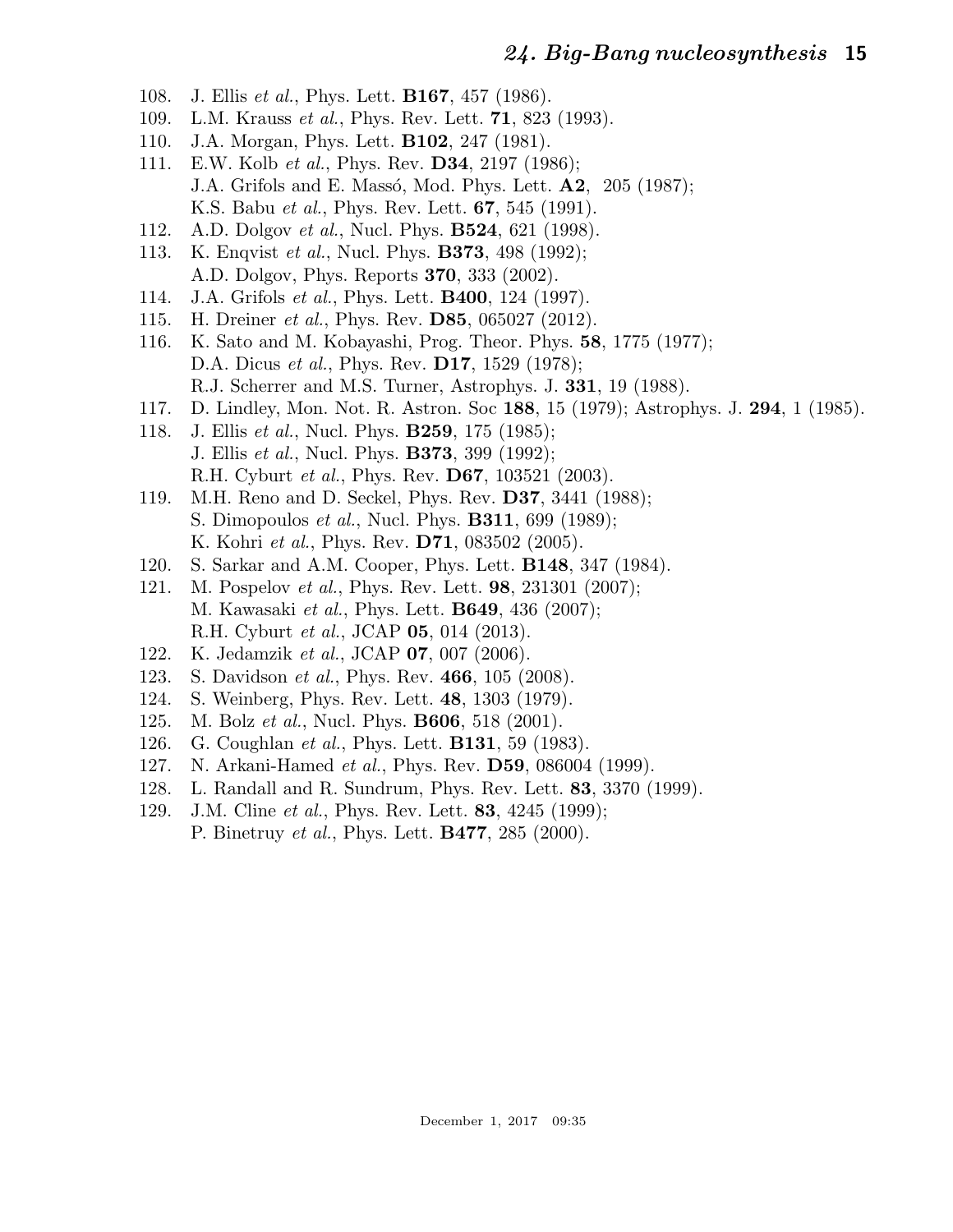108. J. Ellis *et al.*, Phys. Lett. **B167**, 457 (1986).
109. L.M. Krauss *et al.*, Phys. Rev. Lett. **71**, 823 (1993).
110. J.A. Morgan, Phys. Lett. **B102**, 247 (1981).
111. E.W. Kolb *et al.*, Phys. Rev. **D34**, 2197 (1986);
     J.A. Grifols and E. Massó, Mod. Phys. Lett. **A2**, 205 (1987);
     K.S. Babu *et al.*, Phys. Rev. Lett. **67**, 545 (1991).
112. A.D. Dolgov *et al.*, Nucl. Phys. **B524**, 621 (1998).
113. K. Enqvist *et al.*, Nucl. Phys. **B373**, 498 (1992);
     A.D. Dolgov, Phys. Reports **370**, 333 (2002).
114. J.A. Grifols *et al.*, Phys. Lett. **B400**, 124 (1997).
115. H. Dreiner *et al.*, Phys. Rev. **D85**, 065027 (2012).
116. K. Sato and M. Kobayashi, Prog. Theor. Phys. **58**, 1775 (1977);
     D.A. Dicus *et al.*, Phys. Rev. **D17**, 1529 (1978);
     R.J. Scherrer and M.S. Turner, Astrophys. J. **331**, 19 (1988).
117. D. Lindley, Mon. Not. R. Astron. Soc **188**, 15 (1979); Astrophys. J. **294**, 1 (1985).
118. J. Ellis *et al.*, Nucl. Phys. **B259**, 175 (1985);
     J. Ellis *et al.*, Nucl. Phys. **B373**, 399 (1992);
     R.H. Cyburt *et al.*, Phys. Rev. **D67**, 103521 (2003).
119. M.H. Reno and D. Seckel, Phys. Rev. **D37**, 3441 (1988);
     S. Dimopoulos *et al.*, Nucl. Phys. **B311**, 699 (1989);
     K. Kohri *et al.*, Phys. Rev. **D71**, 083502 (2005).
120. S. Sarkar and A.M. Cooper, Phys. Lett. **B148**, 347 (1984).
121. M. Pospelov *et al.*, Phys. Rev. Lett. **98**, 231301 (2007);
     M. Kawasaki *et al.*, Phys. Lett. **B649**, 436 (2007);
     R.H. Cyburt *et al.*, JCAP **05**, 014 (2013).
122. K. Jedamzik *et al.*, JCAP **07**, 007 (2006).
123. S. Davidson *et al.*, Phys. Rev. **466**, 105 (2008).
124. S. Weinberg, Phys. Rev. Lett. **48**, 1303 (1979).
125. M. Bolz *et al.*, Nucl. Phys. **B606**, 518 (2001).
126. G. Coughlan *et al.*, Phys. Lett. **B131**, 59 (1983).
127. N. Arkani-Hamed *et al.*, Phys. Rev. **D59**, 086004 (1999).
128. L. Randall and R. Sundrum, Phys. Rev. Lett. **83**, 3370 (1999).
129. J.M. Cline *et al.*, Phys. Rev. Lett. **83**, 4245 (1999);
     P. Binetruy *et al.*, Phys. Lett. **B477**, 285 (2000).